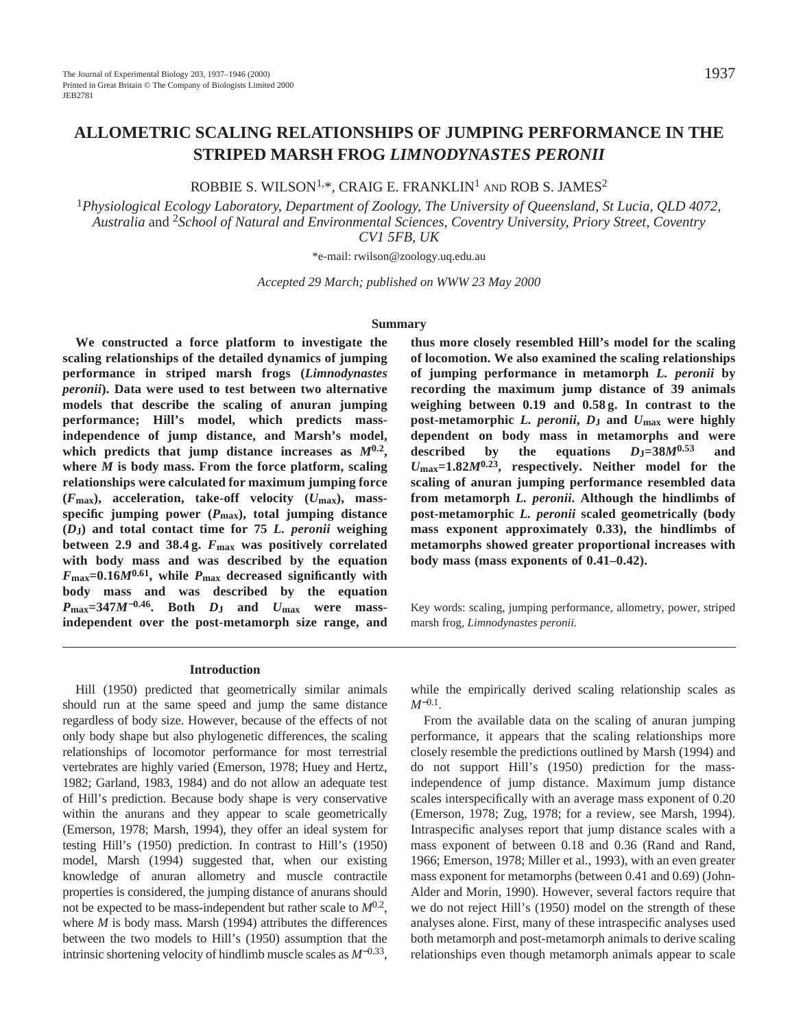# ALLOMETRIC SCALING RELATIONSHIPS OF JUMPING PERFORMANCE IN THE STRIPED MARSH FROG *LIMNODYNASTES PERONII*

ROBBIE S. WILSON[1,*], CRAIG E. FRANKLIN[1] AND ROB S. JAMES[2]

[1]*Physiological Ecology Laboratory, Department of Zoology, The University of Queensland, St Lucia, QLD 4072, Australia* and [2]*School of Natural and Environmental Sciences, Coventry University, Priory Street, Coventry CV1 5FB, UK*

*e-mail: rwilson@zoology.uq.edu.au

*Accepted 29 March; published on WWW 23 May 2000*

## Summary

**We constructed a force platform to investigate the scaling relationships of the detailed dynamics of jumping performance in striped marsh frogs (*Limnodynastes peronii*). Data were used to test between two alternative models that describe the scaling of anuran jumping performance; Hill's model, which predicts mass-independence of jump distance, and Marsh's model, which predicts that jump distance increases as $M^{0.2}$, where $M$ is body mass. From the force platform, scaling relationships were calculated for maximum jumping force ($F_{max}$), acceleration, take-off velocity ($U_{max}$), mass-specific jumping power ($P_{max}$), total jumping distance ($D_J$) and total contact time for 75 *L. peronii* weighing between 2.9 and 38.4 g. $F_{max}$ was positively correlated with body mass and was described by the equation $F_{max}$=0.16$M^{0.61}$, while $P_{max}$ decreased significantly with body mass and was described by the equation $P_{max}$=347$M^{-0.46}$. Both $D_J$ and $U_{max}$ were mass-independent over the post-metamorph size range, and thus more closely resembled Hill's model for the scaling of locomotion. We also examined the scaling relationships of jumping performance in metamorph *L. peronii* by recording the maximum jump distance of 39 animals weighing between 0.19 and 0.58 g. In contrast to the post-metamorphic *L. peronii*, $D_J$ and $U_{max}$ were highly dependent on body mass in metamorphs and were described by the equations $D_J$=38$M^{0.53}$ and $U_{max}$=1.82$M^{0.23}$, respectively. Neither model for the scaling of anuran jumping performance resembled data from metamorph *L. peronii*. Although the hindlimbs of post-metamorphic *L. peronii* scaled geometrically (body mass exponent approximately 0.33), the hindlimbs of metamorphs showed greater proportional increases with body mass (mass exponents of 0.41–0.42).**

Key words: scaling, jumping performance, allometry, power, striped marsh frog, *Limnodynastes peronii*.

## Introduction

Hill (1950) predicted that geometrically similar animals should run at the same speed and jump the same distance regardless of body size. However, because of the effects of not only body shape but also phylogenetic differences, the scaling relationships of locomotor performance for most terrestrial vertebrates are highly varied (Emerson, 1978; Huey and Hertz, 1982; Garland, 1983, 1984) and do not allow an adequate test of Hill's prediction. Because body shape is very conservative within the anurans and they appear to scale geometrically (Emerson, 1978; Marsh, 1994), they offer an ideal system for testing Hill's (1950) prediction. In contrast to Hill's (1950) model, Marsh (1994) suggested that, when our existing knowledge of anuran allometry and muscle contractile properties is considered, the jumping distance of anurans should not be expected to be mass-independent but rather scale to $M^{0.2}$, where $M$ is body mass. Marsh (1994) attributes the differences between the two models to Hill's (1950) assumption that the intrinsic shortening velocity of hindlimb muscle scales as $M^{-0.33}$, while the empirically derived scaling relationship scales as $M^{-0.1}$.

From the available data on the scaling of anuran jumping performance, it appears that the scaling relationships more closely resemble the predictions outlined by Marsh (1994) and do not support Hill's (1950) prediction for the mass-independence of jump distance. Maximum jump distance scales interspecifically with an average mass exponent of 0.20 (Emerson, 1978; Zug, 1978; for a review, see Marsh, 1994). Intraspecific analyses report that jump distance scales with a mass exponent of between 0.18 and 0.36 (Rand and Rand, 1966; Emerson, 1978; Miller et al., 1993), with an even greater mass exponent for metamorphs (between 0.41 and 0.69) (John-Alder and Morin, 1990). However, several factors require that we do not reject Hill's (1950) model on the strength of these analyses alone. First, many of these intraspecific analyses used both metamorph and post-metamorph animals to derive scaling relationships even though metamorph animals appear to scale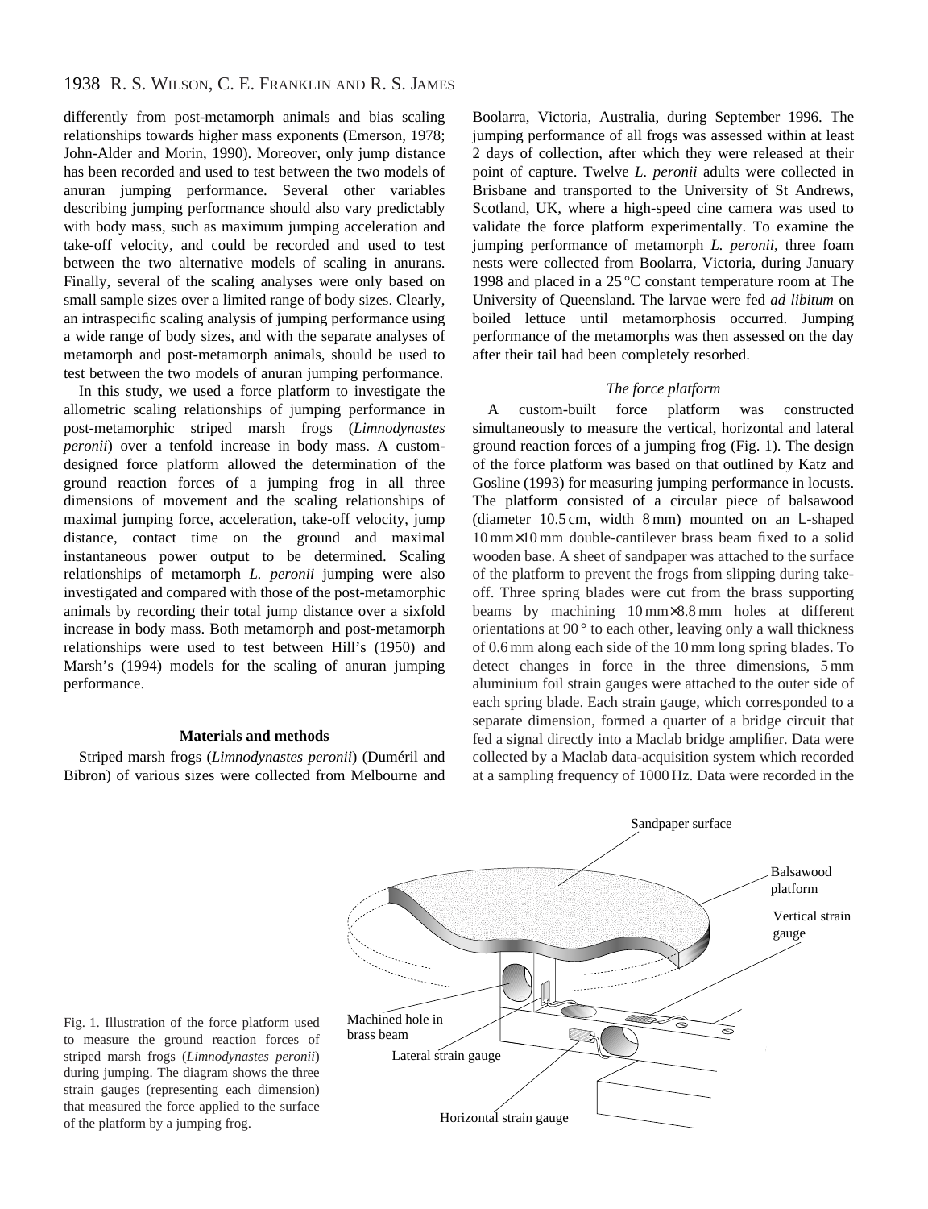differently from post-metamorph animals and bias scaling relationships towards higher mass exponents (Emerson, 1978; John-Alder and Morin, 1990). Moreover, only jump distance has been recorded and used to test between the two models of anuran jumping performance. Several other variables describing jumping performance should also vary predictably with body mass, such as maximum jumping acceleration and take-off velocity, and could be recorded and used to test between the two alternative models of scaling in anurans. Finally, several of the scaling analyses were only based on small sample sizes over a limited range of body sizes. Clearly, an intraspecific scaling analysis of jumping performance using a wide range of body sizes, and with the separate analyses of metamorph and post-metamorph animals, should be used to test between the two models of anuran jumping performance.

In this study, we used a force platform to investigate the allometric scaling relationships of jumping performance in post-metamorphic striped marsh frogs (*Limnodynastes peronii*) over a tenfold increase in body mass. A custom-designed force platform allowed the determination of the ground reaction forces of a jumping frog in all three dimensions of movement and the scaling relationships of maximal jumping force, acceleration, take-off velocity, jump distance, contact time on the ground and maximal instantaneous power output to be determined. Scaling relationships of metamorph *L. peronii* jumping were also investigated and compared with those of the post-metamorphic animals by recording their total jump distance over a sixfold increase in body mass. Both metamorph and post-metamorph relationships were used to test between Hill's (1950) and Marsh's (1994) models for the scaling of anuran jumping performance.

## Materials and methods

Striped marsh frogs (*Limnodynastes peronii*) (Duméril and Bibron) of various sizes were collected from Melbourne and Boolarra, Victoria, Australia, during September 1996. The jumping performance of all frogs was assessed within at least 2 days of collection, after which they were released at their point of capture. Twelve *L. peronii* adults were collected in Brisbane and transported to the University of St Andrews, Scotland, UK, where a high-speed cine camera was used to validate the force platform experimentally. To examine the jumping performance of metamorph *L. peronii*, three foam nests were collected from Boolarra, Victoria, during January 1998 and placed in a 25 °C constant temperature room at The University of Queensland. The larvae were fed *ad libitum* on boiled lettuce until metamorphosis occurred. Jumping performance of the metamorphs was then assessed on the day after their tail had been completely resorbed.

### *The force platform*

A custom-built force platform was constructed simultaneously to measure the vertical, horizontal and lateral ground reaction forces of a jumping frog (Fig. 1). The design of the force platform was based on that outlined by Katz and Gosline (1993) for measuring jumping performance in locusts. The platform consisted of a circular piece of balsawood (diameter 10.5 cm, width 8 mm) mounted on an L-shaped 10 mm×10 mm double-cantilever brass beam fixed to a solid wooden base. A sheet of sandpaper was attached to the surface of the platform to prevent the frogs from slipping during take-off. Three spring blades were cut from the brass supporting beams by machining 10 mm×8.8 mm holes at different orientations at 90 ° to each other, leaving only a wall thickness of 0.6 mm along each side of the 10 mm long spring blades. To detect changes in force in the three dimensions, 5 mm aluminium foil strain gauges were attached to the outer side of each spring blade. Each strain gauge, which corresponded to a separate dimension, formed a quarter of a bridge circuit that fed a signal directly into a Maclab bridge amplifier. Data were collected by a Maclab data-acquisition system which recorded at a sampling frequency of 1000 Hz. Data were recorded in the

Fig. 1. Illustration of the force platform used to measure the ground reaction forces of striped marsh frogs (*Limnodynastes peronii*) during jumping. The diagram shows the three strain gauges (representing each dimension) that measured the force applied to the surface of the platform by a jumping frog.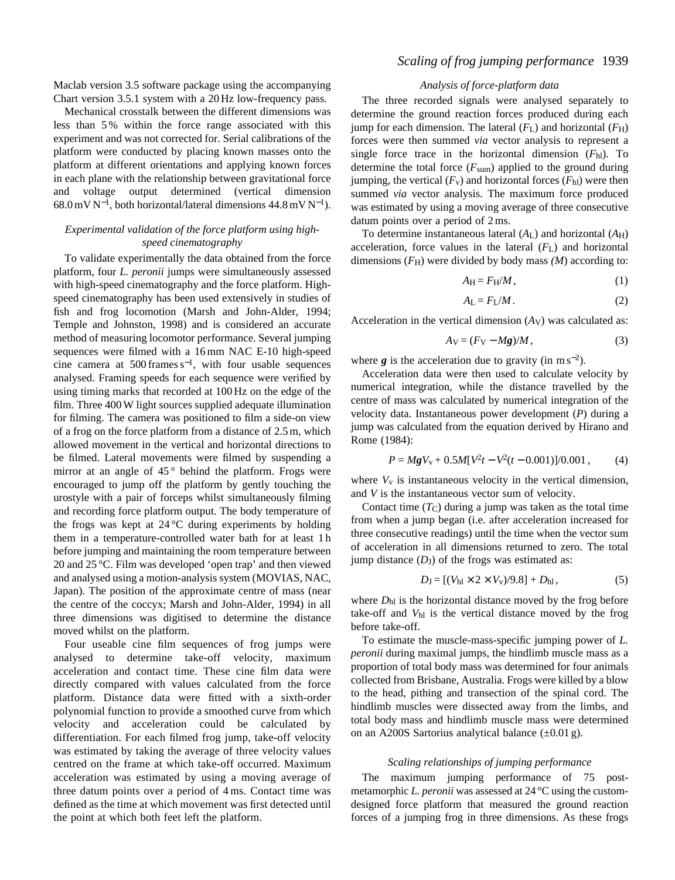Maclab version 3.5 software package using the accompanying Chart version 3.5.1 system with a 20 Hz low-frequency pass.

Mechanical crosstalk between the different dimensions was less than 5 % within the force range associated with this experiment and was not corrected for. Serial calibrations of the platform were conducted by placing known masses onto the platform at different orientations and applying known forces in each plane with the relationship between gravitational force and voltage output determined (vertical dimension 68.0 mV N$^{-1}$, both horizontal/lateral dimensions 44.8 mV N$^{-1}$).

### *Experimental validation of the force platform using high-speed cinematography*

To validate experimentally the data obtained from the force platform, four *L. peronii* jumps were simultaneously assessed with high-speed cinematography and the force platform. High-speed cinematography has been used extensively in studies of fish and frog locomotion (Marsh and John-Alder, 1994; Temple and Johnston, 1998) and is considered an accurate method of measuring locomotor performance. Several jumping sequences were filmed with a 16 mm NAC E-10 high-speed cine camera at 500 frames s$^{-1}$, with four usable sequences analysed. Framing speeds for each sequence were verified by using timing marks that recorded at 100 Hz on the edge of the film. Three 400 W light sources supplied adequate illumination for filming. The camera was positioned to film a side-on view of a frog on the force platform from a distance of 2.5 m, which allowed movement in the vertical and horizontal directions to be filmed. Lateral movements were filmed by suspending a mirror at an angle of 45 ° behind the platform. Frogs were encouraged to jump off the platform by gently touching the urostyle with a pair of forceps whilst simultaneously filming and recording force platform output. The body temperature of the frogs was kept at 24 °C during experiments by holding them in a temperature-controlled water bath for at least 1 h before jumping and maintaining the room temperature between 20 and 25 °C. Film was developed 'open trap' and then viewed and analysed using a motion-analysis system (MOVIAS, NAC, Japan). The position of the approximate centre of mass (near the centre of the coccyx; Marsh and John-Alder, 1994) in all three dimensions was digitised to determine the distance moved whilst on the platform.

Four useable cine film sequences of frog jumps were analysed to determine take-off velocity, maximum acceleration and contact time. These cine film data were directly compared with values calculated from the force platform. Distance data were fitted with a sixth-order polynomial function to provide a smoothed curve from which velocity and acceleration could be calculated by differentiation. For each filmed frog jump, take-off velocity was estimated by taking the average of three velocity values centred on the frame at which take-off occurred. Maximum acceleration was estimated by using a moving average of three datum points over a period of 4 ms. Contact time was defined as the time at which movement was first detected until the point at which both feet left the platform.

### *Analysis of force-platform data*

The three recorded signals were analysed separately to determine the ground reaction forces produced during each jump for each dimension. The lateral ($F_L$) and horizontal ($F_H$) forces were then summed *via* vector analysis to represent a single force trace in the horizontal dimension ($F_{hl}$). To determine the total force ($F_{sum}$) applied to the ground during jumping, the vertical ($F_v$) and horizontal forces ($F_{hl}$) were then summed *via* vector analysis. The maximum force produced was estimated by using a moving average of three consecutive datum points over a period of 2 ms.

To determine instantaneous lateral ($A_L$) and horizontal ($A_H$) acceleration, force values in the lateral ($F_L$) and horizontal dimensions ($F_H$) were divided by body mass ($M$) according to:

$$A_H = F_H/M\,, \tag{1}$$

$$A_L = F_L/M\,. \tag{2}$$

Acceleration in the vertical dimension ($A_V$) was calculated as:

$$A_V = (F_V - M\boldsymbol{g})/M\,, \tag{3}$$

where $\boldsymbol{g}$ is the acceleration due to gravity (in m s$^{-2}$).

Acceleration data were then used to calculate velocity by numerical integration, while the distance travelled by the centre of mass was calculated by numerical integration of the velocity data. Instantaneous power development ($P$) during a jump was calculated from the equation derived by Hirano and Rome (1984):

$$P = M\boldsymbol{g}V_v + 0.5M[V^2t - V^2(t - 0.001)]/0.001\,, \tag{4}$$

where $V_v$ is instantaneous velocity in the vertical dimension, and $V$ is the instantaneous vector sum of velocity.

Contact time ($T_C$) during a jump was taken as the total time from when a jump began (i.e. after acceleration increased for three consecutive readings) until the time when the vector sum of acceleration in all dimensions returned to zero. The total jump distance ($D_J$) of the frogs was estimated as:

$$D_J = [(V_{hl} \times 2 \times V_v)/9.8] + D_{hl}\,, \tag{5}$$

where $D_{hl}$ is the horizontal distance moved by the frog before take-off and $V_{hl}$ is the vertical distance moved by the frog before take-off.

To estimate the muscle-mass-specific jumping power of *L. peronii* during maximal jumps, the hindlimb muscle mass as a proportion of total body mass was determined for four animals collected from Brisbane, Australia. Frogs were killed by a blow to the head, pithing and transection of the spinal cord. The hindlimb muscles were dissected away from the limbs, and total body mass and hindlimb muscle mass were determined on an A200S Sartorius analytical balance (±0.01 g).

### *Scaling relationships of jumping performance*

The maximum jumping performance of 75 post-metamorphic *L. peronii* was assessed at 24 °C using the custom-designed force platform that measured the ground reaction forces of a jumping frog in three dimensions. As these frogs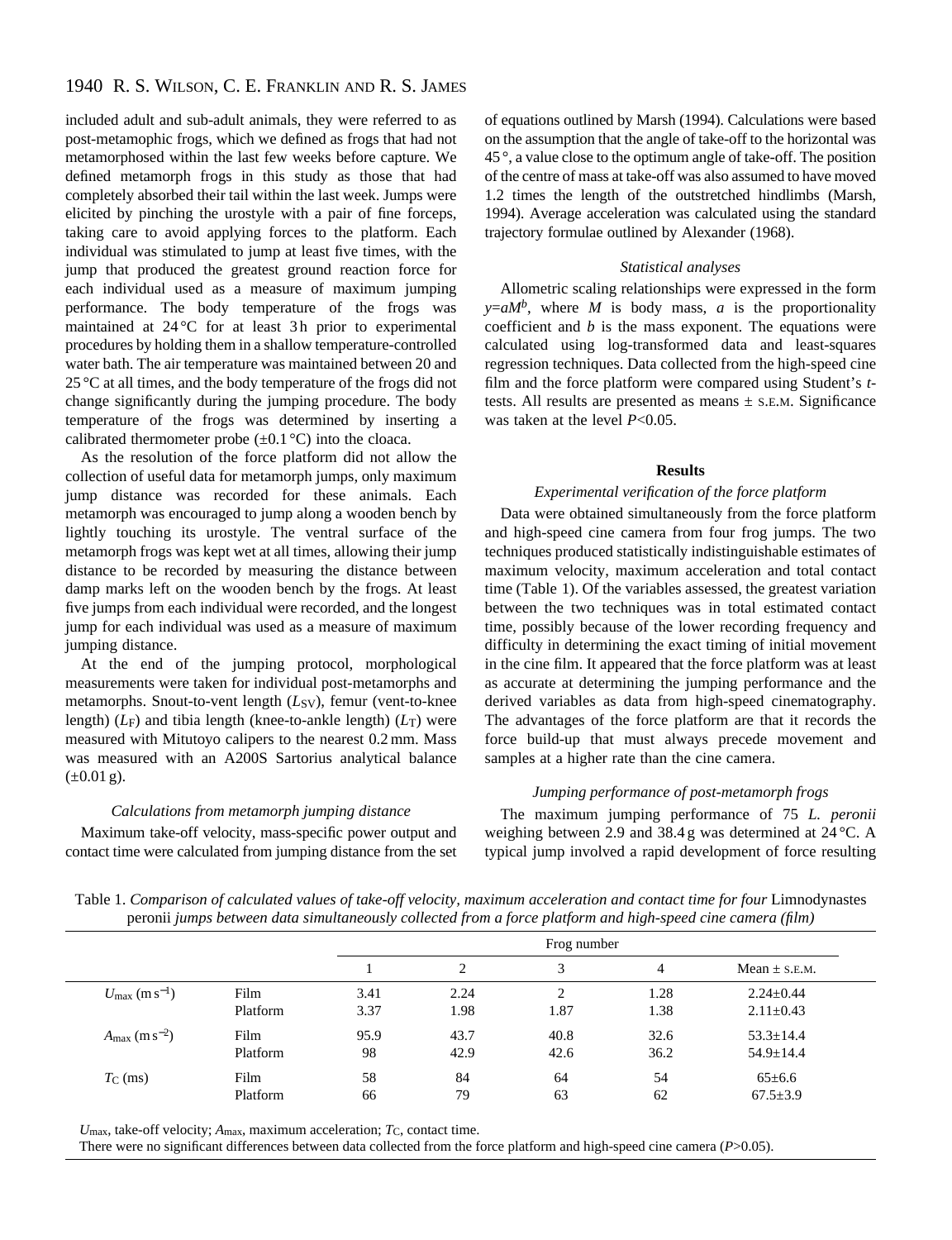included adult and sub-adult animals, they were referred to as post-metamophic frogs, which we defined as frogs that had not metamorphosed within the last few weeks before capture. We defined metamorph frogs in this study as those that had completely absorbed their tail within the last week. Jumps were elicited by pinching the urostyle with a pair of fine forceps, taking care to avoid applying forces to the platform. Each individual was stimulated to jump at least five times, with the jump that produced the greatest ground reaction force for each individual used as a measure of maximum jumping performance. The body temperature of the frogs was maintained at 24 °C for at least 3 h prior to experimental procedures by holding them in a shallow temperature-controlled water bath. The air temperature was maintained between 20 and 25 °C at all times, and the body temperature of the frogs did not change significantly during the jumping procedure. The body temperature of the frogs was determined by inserting a calibrated thermometer probe (±0.1 °C) into the cloaca.

As the resolution of the force platform did not allow the collection of useful data for metamorph jumps, only maximum jump distance was recorded for these animals. Each metamorph was encouraged to jump along a wooden bench by lightly touching its urostyle. The ventral surface of the metamorph frogs was kept wet at all times, allowing their jump distance to be recorded by measuring the distance between damp marks left on the wooden bench by the frogs. At least five jumps from each individual were recorded, and the longest jump for each individual was used as a measure of maximum jumping distance.

At the end of the jumping protocol, morphological measurements were taken for individual post-metamorphs and metamorphs. Snout-to-vent length ($L_{SV}$), femur (vent-to-knee length) ($L_F$) and tibia length (knee-to-ankle length) ($L_T$) were measured with Mitutoyo calipers to the nearest 0.2 mm. Mass was measured with an A200S Sartorius analytical balance (±0.01 g).

### *Calculations from metamorph jumping distance*

Maximum take-off velocity, mass-specific power output and contact time were calculated from jumping distance from the set of equations outlined by Marsh (1994). Calculations were based on the assumption that the angle of take-off to the horizontal was 45 °, a value close to the optimum angle of take-off. The position of the centre of mass at take-off was also assumed to have moved 1.2 times the length of the outstretched hindlimbs (Marsh, 1994). Average acceleration was calculated using the standard trajectory formulae outlined by Alexander (1968).

### *Statistical analyses*

Allometric scaling relationships were expressed in the form $y=aM^b$, where $M$ is body mass, $a$ is the proportionality coefficient and $b$ is the mass exponent. The equations were calculated using log-transformed data and least-squares regression techniques. Data collected from the high-speed cine film and the force platform were compared using Student's *t*-tests. All results are presented as means ± S.E.M. Significance was taken at the level $P<0.05$.

## Results

### *Experimental verification of the force platform*

Data were obtained simultaneously from the force platform and high-speed cine camera from four frog jumps. The two techniques produced statistically indistinguishable estimates of maximum velocity, maximum acceleration and total contact time (Table 1). Of the variables assessed, the greatest variation between the two techniques was in total estimated contact time, possibly because of the lower recording frequency and difficulty in determining the exact timing of initial movement in the cine film. It appeared that the force platform was at least as accurate at determining the jumping performance and the derived variables as data from high-speed cinematography. The advantages of the force platform are that it records the force build-up that must always precede movement and samples at a higher rate than the cine camera.

### *Jumping performance of post-metamorph frogs*

The maximum jumping performance of 75 *L. peronii* weighing between 2.9 and 38.4 g was determined at 24 °C. A typical jump involved a rapid development of force resulting

Table 1. *Comparison of calculated values of take-off velocity, maximum acceleration and contact time for four* Limnodynastes peronii *jumps between data simultaneously collected from a force platform and high-speed cine camera (film)*

| | | Frog number | | | | |
|---|---|---|---|---|---|---|
| | | 1 | 2 | 3 | 4 | Mean ± S.E.M. |
| $U_{max}$ (m s$^{-1}$) | Film | 3.41 | 2.24 | 2 | 1.28 | 2.24±0.44 |
| | Platform | 3.37 | 1.98 | 1.87 | 1.38 | 2.11±0.43 |
| $A_{max}$ (m s$^{-2}$) | Film | 95.9 | 43.7 | 40.8 | 32.6 | 53.3±14.4 |
| | Platform | 98 | 42.9 | 42.6 | 36.2 | 54.9±14.4 |
| $T_C$ (ms) | Film | 58 | 84 | 64 | 54 | 65±6.6 |
| | Platform | 66 | 79 | 63 | 62 | 67.5±3.9 |

$U_{max}$, take-off velocity; $A_{max}$, maximum acceleration; $T_C$, contact time.

There were no significant differences between data collected from the force platform and high-speed cine camera ($P>0.05$).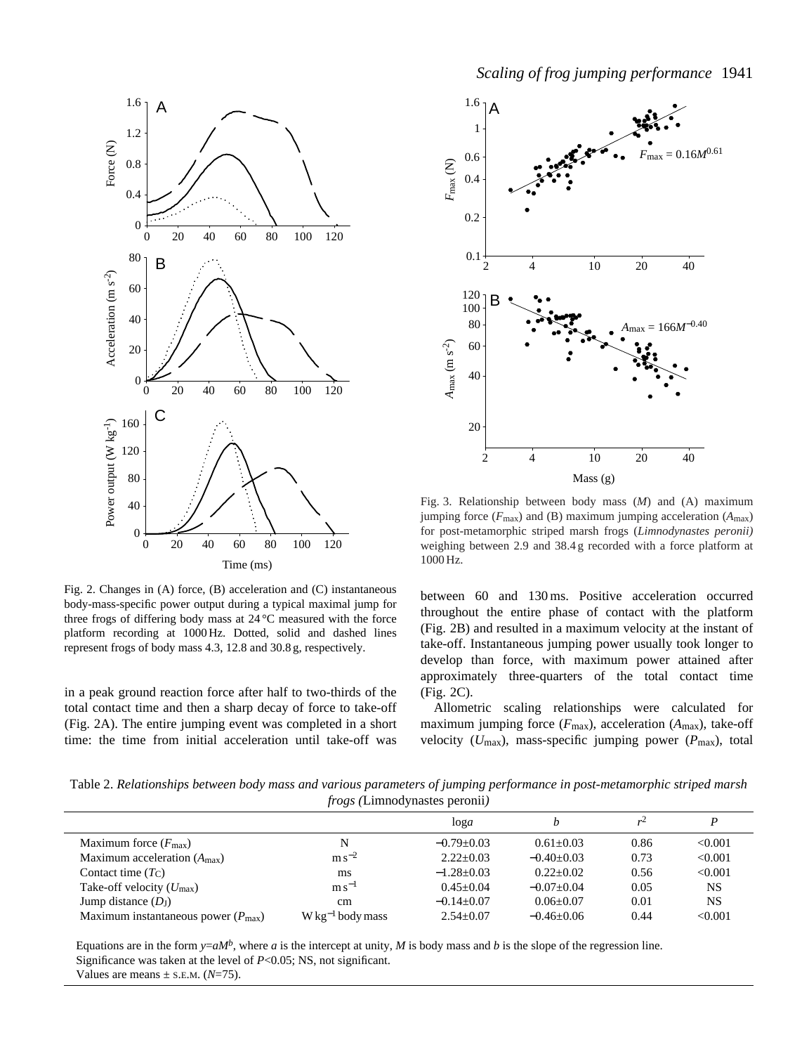Fig. 2. Changes in (A) force, (B) acceleration and (C) instantaneous body-mass-specific power output during a typical maximal jump for three frogs of differing body mass at 24 °C measured with the force platform recording at 1000 Hz. Dotted, solid and dashed lines represent frogs of body mass 4.3, 12.8 and 30.8 g, respectively.

Fig. 3. Relationship between body mass ($M$) and (A) maximum jumping force ($F_{max}$) and (B) maximum jumping acceleration ($A_{max}$) for post-metamorphic striped marsh frogs (*Limnodynastes peronii)* weighing between 2.9 and 38.4 g recorded with a force platform at 1000 Hz.

in a peak ground reaction force after half to two-thirds of the total contact time and then a sharp decay of force to take-off (Fig. 2A). The entire jumping event was completed in a short time: the time from initial acceleration until take-off was between 60 and 130 ms. Positive acceleration occurred throughout the entire phase of contact with the platform (Fig. 2B) and resulted in a maximum velocity at the instant of take-off. Instantaneous jumping power usually took longer to develop than force, with maximum power attained after approximately three-quarters of the total contact time (Fig. 2C).

Allometric scaling relationships were calculated for maximum jumping force ($F_{max}$), acceleration ($A_{max}$), take-off velocity ($U_{max}$), mass-specific jumping power ($P_{max}$), total

Table 2. *Relationships between body mass and various parameters of jumping performance in post-metamorphic striped marsh frogs (*Limnodynastes peronii*)*

| | | log$a$ | $b$ | $r^2$ | $P$ |
|---|---|---|---|---|---|
| Maximum force ($F_{max}$) | N | −0.79±0.03 | 0.61±0.03 | 0.86 | <0.001 |
| Maximum acceleration ($A_{max}$) | m s$^{-2}$ | 2.22±0.03 | −0.40±0.03 | 0.73 | <0.001 |
| Contact time ($T_C$) | ms | −1.28±0.03 | 0.22±0.02 | 0.56 | <0.001 |
| Take-off velocity ($U_{max}$) | m s$^{-1}$ | 0.45±0.04 | −0.07±0.04 | 0.05 | NS |
| Jump distance ($D_J$) | cm | −0.14±0.07 | 0.06±0.07 | 0.01 | NS |
| Maximum instantaneous power ($P_{max}$) | W kg$^{-1}$ body mass | 2.54±0.07 | −0.46±0.06 | 0.44 | <0.001 |

Equations are in the form $y=aM^b$, where $a$ is the intercept at unity, $M$ is body mass and $b$ is the slope of the regression line.
Significance was taken at the level of $P<0.05$; NS, not significant.
Values are means ± S.E.M. ($N$=75).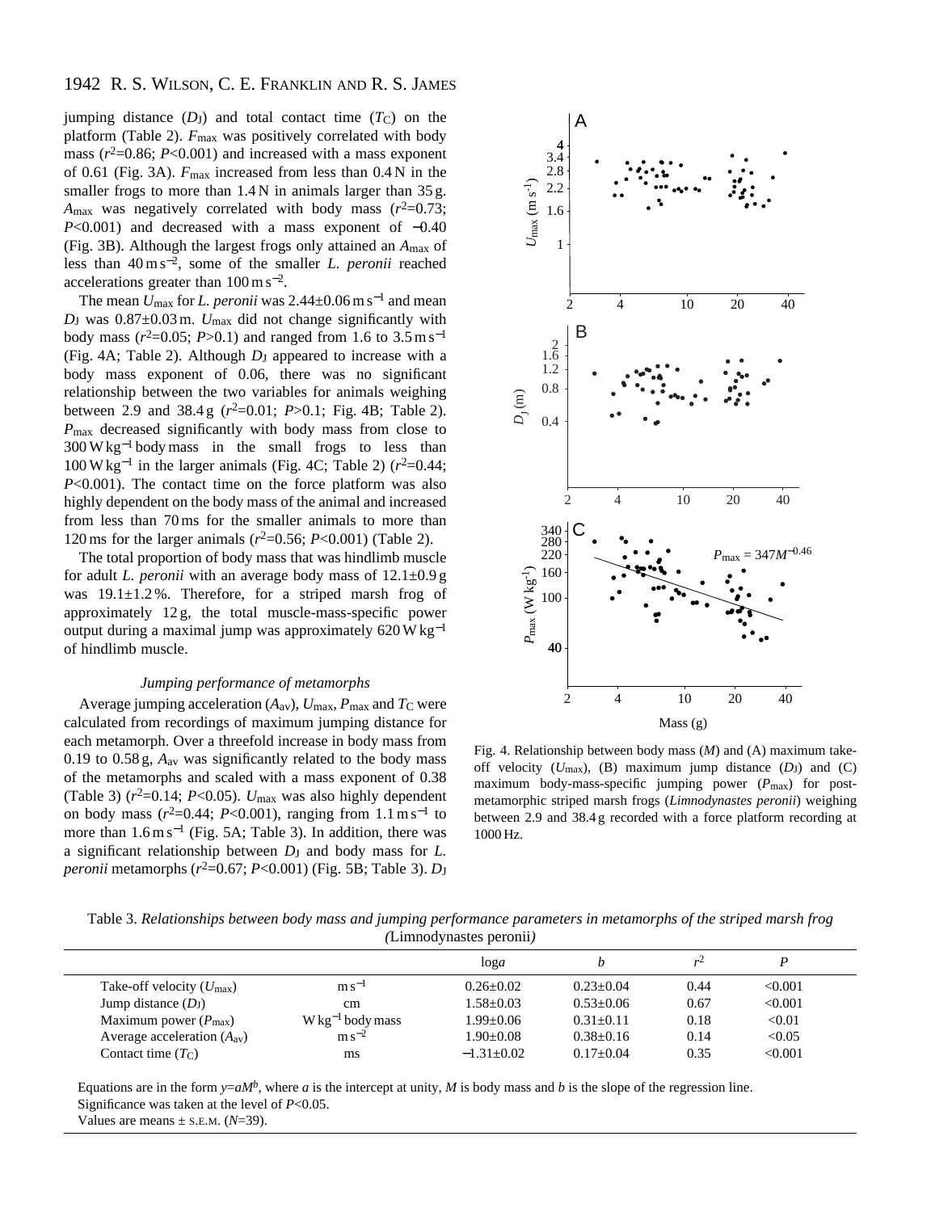jumping distance ($D_J$) and total contact time ($T_C$) on the platform (Table 2). $F_{max}$ was positively correlated with body mass ($r^2$=0.86; $P$<0.001) and increased with a mass exponent of 0.61 (Fig. 3A). $F_{max}$ increased from less than 0.4 N in the smaller frogs to more than 1.4 N in animals larger than 35 g. $A_{max}$ was negatively correlated with body mass ($r^2$=0.73; $P$<0.001) and decreased with a mass exponent of −0.40 (Fig. 3B). Although the largest frogs only attained an $A_{max}$ of less than 40 m s$^{-2}$, some of the smaller *L. peronii* reached accelerations greater than 100 m s$^{-2}$.

The mean $U_{max}$ for *L. peronii* was 2.44±0.06 m s$^{-1}$ and mean $D_J$ was 0.87±0.03 m. $U_{max}$ did not change significantly with body mass ($r^2$=0.05; $P$>0.1) and ranged from 1.6 to 3.5 m s$^{-1}$ (Fig. 4A; Table 2). Although $D_J$ appeared to increase with a body mass exponent of 0.06, there was no significant relationship between the two variables for animals weighing between 2.9 and 38.4 g ($r^2$=0.01; $P$>0.1; Fig. 4B; Table 2). $P_{max}$ decreased significantly with body mass from close to 300 W kg$^{-1}$ body mass in the small frogs to less than 100 W kg$^{-1}$ in the larger animals (Fig. 4C; Table 2) ($r^2$=0.44; $P$<0.001). The contact time on the force platform was also highly dependent on the body mass of the animal and increased from less than 70 ms for the smaller animals to more than 120 ms for the larger animals ($r^2$=0.56; $P$<0.001) (Table 2).

The total proportion of body mass that was hindlimb muscle for adult *L. peronii* with an average body mass of 12.1±0.9 g was 19.1±1.2 %. Therefore, for a striped marsh frog of approximately 12 g, the total muscle-mass-specific power output during a maximal jump was approximately 620 W kg$^{-1}$ of hindlimb muscle.

### *Jumping performance of metamorphs*

Average jumping acceleration ($A_{av}$), $U_{max}$, $P_{max}$ and $T_C$ were calculated from recordings of maximum jumping distance for each metamorph. Over a threefold increase in body mass from 0.19 to 0.58 g, $A_{av}$ was significantly related to the body mass of the metamorphs and scaled with a mass exponent of 0.38 (Table 3) ($r^2$=0.14; $P$<0.05). $U_{max}$ was also highly dependent on body mass ($r^2$=0.44; $P$<0.001), ranging from 1.1 m s$^{-1}$ to more than 1.6 m s$^{-1}$ (Fig. 5A; Table 3). In addition, there was a significant relationship between $D_J$ and body mass for *L. peronii* metamorphs ($r^2$=0.67; $P$<0.001) (Fig. 5B; Table 3). $D_J$

Fig. 4. Relationship between body mass ($M$) and (A) maximum take-off velocity ($U_{max}$), (B) maximum jump distance ($D_J$) and (C) maximum body-mass-specific jumping power ($P_{max}$) for post-metamorphic striped marsh frogs (*Limnodynastes peronii*) weighing between 2.9 and 38.4 g recorded with a force platform recording at 1000 Hz.

Table 3. *Relationships between body mass and jumping performance parameters in metamorphs of the striped marsh frog (*Limnodynastes peronii*)*

| | | log*a* | *b* | $r^2$ | *P* |
|---|---|---|---|---|---|
| Take-off velocity ($U_{max}$) | m s$^{-1}$ | 0.26±0.02 | 0.23±0.04 | 0.44 | <0.001 |
| Jump distance ($D_J$) | cm | 1.58±0.03 | 0.53±0.06 | 0.67 | <0.001 |
| Maximum power ($P_{max}$) | W kg$^{-1}$ body mass | 1.99±0.06 | 0.31±0.11 | 0.18 | <0.01 |
| Average acceleration ($A_{av}$) | m s$^{-2}$ | 1.90±0.08 | 0.38±0.16 | 0.14 | <0.05 |
| Contact time ($T_C$) | ms | −1.31±0.02 | 0.17±0.04 | 0.35 | <0.001 |

Equations are in the form $y=aM^b$, where $a$ is the intercept at unity, $M$ is body mass and $b$ is the slope of the regression line.
Significance was taken at the level of $P$<0.05.
Values are means ± S.E.M. ($N$=39).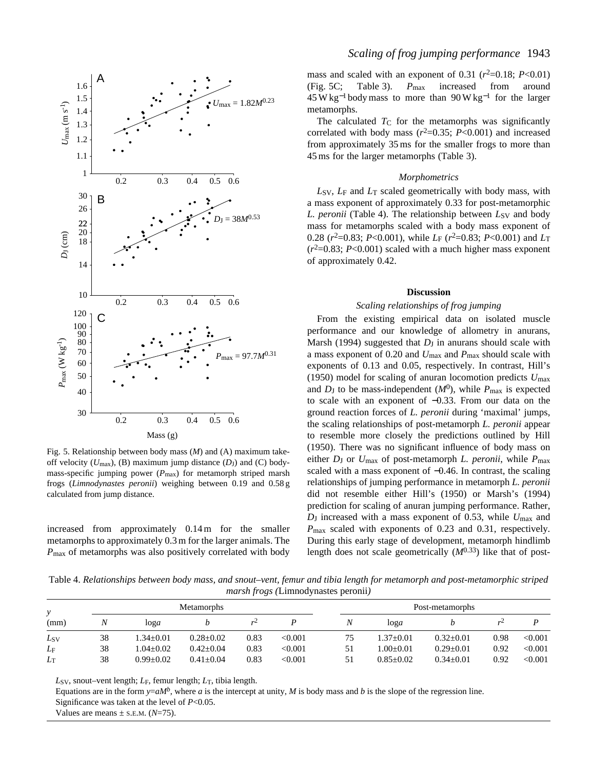Fig. 5. Relationship between body mass ($M$) and (A) maximum take-off velocity ($U_{max}$), (B) maximum jump distance ($D_J$) and (C) body-mass-specific jumping power ($P_{max}$) for metamorph striped marsh frogs (*Limnodynastes peronii*) weighing between 0.19 and 0.58 g calculated from jump distance.

increased from approximately 0.14 m for the smaller metamorphs to approximately 0.3 m for the larger animals. The $P_{max}$ of metamorphs was also positively correlated with body mass and scaled with an exponent of 0.31 ($r^2$=0.18; $P$<0.01) (Fig. 5C; Table 3). $P_{max}$ increased from around 45 W kg$^{-1}$ body mass to more than 90 W kg$^{-1}$ for the larger metamorphs.

The calculated $T_C$ for the metamorphs was significantly correlated with body mass ($r^2$=0.35; $P$<0.001) and increased from approximately 35 ms for the smaller frogs to more than 45 ms for the larger metamorphs (Table 3).

### *Morphometrics*

$L_{SV}$, $L_F$ and $L_T$ scaled geometrically with body mass, with a mass exponent of approximately 0.33 for post-metamorphic *L. peronii* (Table 4). The relationship between $L_{SV}$ and body mass for metamorphs scaled with a body mass exponent of 0.28 ($r^2$=0.83; $P$<0.001), while $L_F$ ($r^2$=0.83; $P$<0.001) and $L_T$ ($r^2$=0.83; $P$<0.001) scaled with a much higher mass exponent of approximately 0.42.

## Discussion

### *Scaling relationships of frog jumping*

From the existing empirical data on isolated muscle performance and our knowledge of allometry in anurans, Marsh (1994) suggested that $D_J$ in anurans should scale with a mass exponent of 0.20 and $U_{max}$ and $P_{max}$ should scale with exponents of 0.13 and 0.05, respectively. In contrast, Hill's (1950) model for scaling of anuran locomotion predicts $U_{max}$ and $D_J$ to be mass-independent ($M^0$), while $P_{max}$ is expected to scale with an exponent of −0.33. From our data on the ground reaction forces of *L. peronii* during 'maximal' jumps, the scaling relationships of post-metamorph *L. peronii* appear to resemble more closely the predictions outlined by Hill (1950). There was no significant influence of body mass on either $D_J$ or $U_{max}$ of post-metamorph *L. peronii*, while $P_{max}$ scaled with a mass exponent of −0.46. In contrast, the scaling relationships of jumping performance in metamorph *L. peronii* did not resemble either Hill's (1950) or Marsh's (1994) prediction for scaling of anuran jumping performance. Rather, $D_J$ increased with a mass exponent of 0.53, while $U_{max}$ and $P_{max}$ scaled with exponents of 0.23 and 0.31, respectively. During this early stage of development, metamorph hindlimb length does not scale geometrically ($M^{0.33}$) like that of post-

Table 4. *Relationships between body mass, and snout–vent, femur and tibia length for metamorph and post-metamorphic striped marsh frogs (*Limnodynastes peronii*)*

| $y$ | Metamorphs | | | | | Post-metamorphs | | | | |
|---|---|---|---|---|---|---|---|---|---|---|
| (mm) | $N$ | log$a$ | $b$ | $r^2$ | $P$ | $N$ | log$a$ | $b$ | $r^2$ | $P$ |
| $L_{SV}$ | 38 | 1.34±0.01 | 0.28±0.02 | 0.83 | <0.001 | 75 | 1.37±0.01 | 0.32±0.01 | 0.98 | <0.001 |
| $L_F$ | 38 | 1.04±0.02 | 0.42±0.04 | 0.83 | <0.001 | 51 | 1.00±0.01 | 0.29±0.01 | 0.92 | <0.001 |
| $L_T$ | 38 | 0.99±0.02 | 0.41±0.04 | 0.83 | <0.001 | 51 | 0.85±0.02 | 0.34±0.01 | 0.92 | <0.001 |

$L_{SV}$, snout–vent length; $L_F$, femur length; $L_T$, tibia length.

Equations are in the form $y=aM^b$, where $a$ is the intercept at unity, $M$ is body mass and $b$ is the slope of the regression line.

Significance was taken at the level of $P$<0.05.

Values are means ± S.E.M. ($N$=75).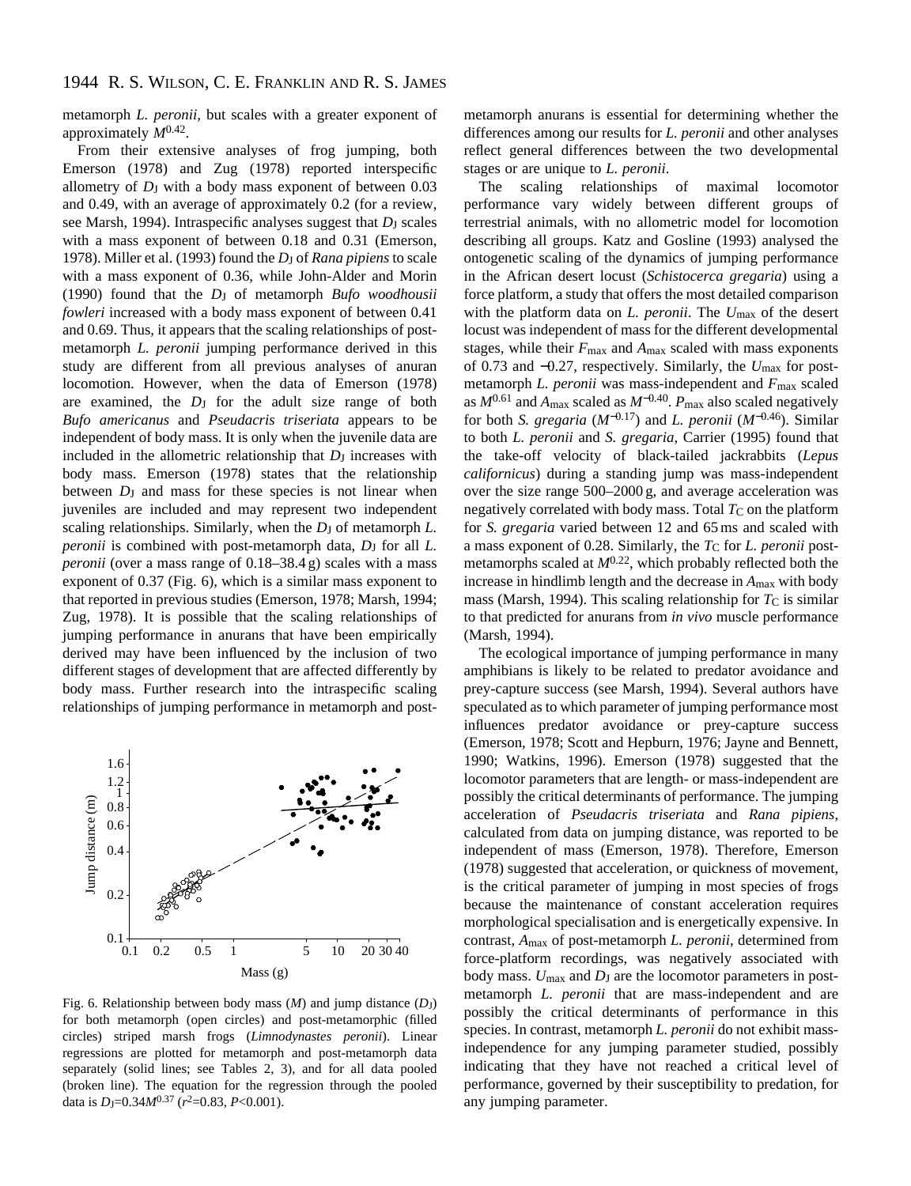metamorph *L. peronii*, but scales with a greater exponent of approximately $M^{0.42}$.

From their extensive analyses of frog jumping, both Emerson (1978) and Zug (1978) reported interspecific allometry of $D_J$ with a body mass exponent of between 0.03 and 0.49, with an average of approximately 0.2 (for a review, see Marsh, 1994). Intraspecific analyses suggest that $D_J$ scales with a mass exponent of between 0.18 and 0.31 (Emerson, 1978). Miller et al. (1993) found the $D_J$ of *Rana pipiens* to scale with a mass exponent of 0.36, while John-Alder and Morin (1990) found that the $D_J$ of metamorph *Bufo woodhousii fowleri* increased with a body mass exponent of between 0.41 and 0.69. Thus, it appears that the scaling relationships of post-metamorph *L. peronii* jumping performance derived in this study are different from all previous analyses of anuran locomotion. However, when the data of Emerson (1978) are examined, the $D_J$ for the adult size range of both *Bufo americanus* and *Pseudacris triseriata* appears to be independent of body mass. It is only when the juvenile data are included in the allometric relationship that $D_J$ increases with body mass. Emerson (1978) states that the relationship between $D_J$ and mass for these species is not linear when juveniles are included and may represent two independent scaling relationships. Similarly, when the $D_J$ of metamorph *L. peronii* is combined with post-metamorph data, $D_J$ for all *L. peronii* (over a mass range of 0.18–38.4 g) scales with a mass exponent of 0.37 (Fig. 6), which is a similar mass exponent to that reported in previous studies (Emerson, 1978; Marsh, 1994; Zug, 1978). It is possible that the scaling relationships of jumping performance in anurans that have been empirically derived may have been influenced by the inclusion of two different stages of development that are affected differently by body mass. Further research into the intraspecific scaling relationships of jumping performance in metamorph and post-metamorph anurans is essential for determining whether the differences among our results for *L. peronii* and other analyses reflect general differences between the two developmental stages or are unique to *L. peronii*.

Fig. 6. Relationship between body mass ($M$) and jump distance ($D_J$) for both metamorph (open circles) and post-metamorphic (filled circles) striped marsh frogs (*Limnodynastes peronii*). Linear regressions are plotted for metamorph and post-metamorph data separately (solid lines; see Tables 2, 3), and for all data pooled (broken line). The equation for the regression through the pooled data is $D_J=0.34M^{0.37}$ ($r^2=0.83$, $P<0.001$).

The scaling relationships of maximal locomotor performance vary widely between different groups of terrestrial animals, with no allometric model for locomotion describing all groups. Katz and Gosline (1993) analysed the ontogenetic scaling of the dynamics of jumping performance in the African desert locust (*Schistocerca gregaria*) using a force platform, a study that offers the most detailed comparison with the platform data on *L. peronii*. The $U_{max}$ of the desert locust was independent of mass for the different developmental stages, while their $F_{max}$ and $A_{max}$ scaled with mass exponents of 0.73 and −0.27, respectively. Similarly, the $U_{max}$ for post-metamorph *L. peronii* was mass-independent and $F_{max}$ scaled as $M^{0.61}$ and $A_{max}$ scaled as $M^{-0.40}$. $P_{max}$ also scaled negatively for both *S. gregaria* ($M^{-0.17}$) and *L. peronii* ($M^{-0.46}$). Similar to both *L. peronii* and *S. gregaria*, Carrier (1995) found that the take-off velocity of black-tailed jackrabbits (*Lepus californicus*) during a standing jump was mass-independent over the size range 500–2000 g, and average acceleration was negatively correlated with body mass. Total $T_C$ on the platform for *S. gregaria* varied between 12 and 65 ms and scaled with a mass exponent of 0.28. Similarly, the $T_C$ for *L. peronii* post-metamorphs scaled at $M^{0.22}$, which probably reflected both the increase in hindlimb length and the decrease in $A_{max}$ with body mass (Marsh, 1994). This scaling relationship for $T_C$ is similar to that predicted for anurans from *in vivo* muscle performance (Marsh, 1994).

The ecological importance of jumping performance in many amphibians is likely to be related to predator avoidance and prey-capture success (see Marsh, 1994). Several authors have speculated as to which parameter of jumping performance most influences predator avoidance or prey-capture success (Emerson, 1978; Scott and Hepburn, 1976; Jayne and Bennett, 1990; Watkins, 1996). Emerson (1978) suggested that the locomotor parameters that are length- or mass-independent are possibly the critical determinants of performance. The jumping acceleration of *Pseudacris triseriata* and *Rana pipiens*, calculated from data on jumping distance, was reported to be independent of mass (Emerson, 1978). Therefore, Emerson (1978) suggested that acceleration, or quickness of movement, is the critical parameter of jumping in most species of frogs because the maintenance of constant acceleration requires morphological specialisation and is energetically expensive. In contrast, $A_{max}$ of post-metamorph *L. peronii*, determined from force-platform recordings, was negatively associated with body mass. $U_{max}$ and $D_J$ are the locomotor parameters in post-metamorph *L. peronii* that are mass-independent and are possibly the critical determinants of performance in this species. In contrast, metamorph *L. peronii* do not exhibit mass-independence for any jumping parameter studied, possibly indicating that they have not reached a critical level of performance, governed by their susceptibility to predation, for any jumping parameter.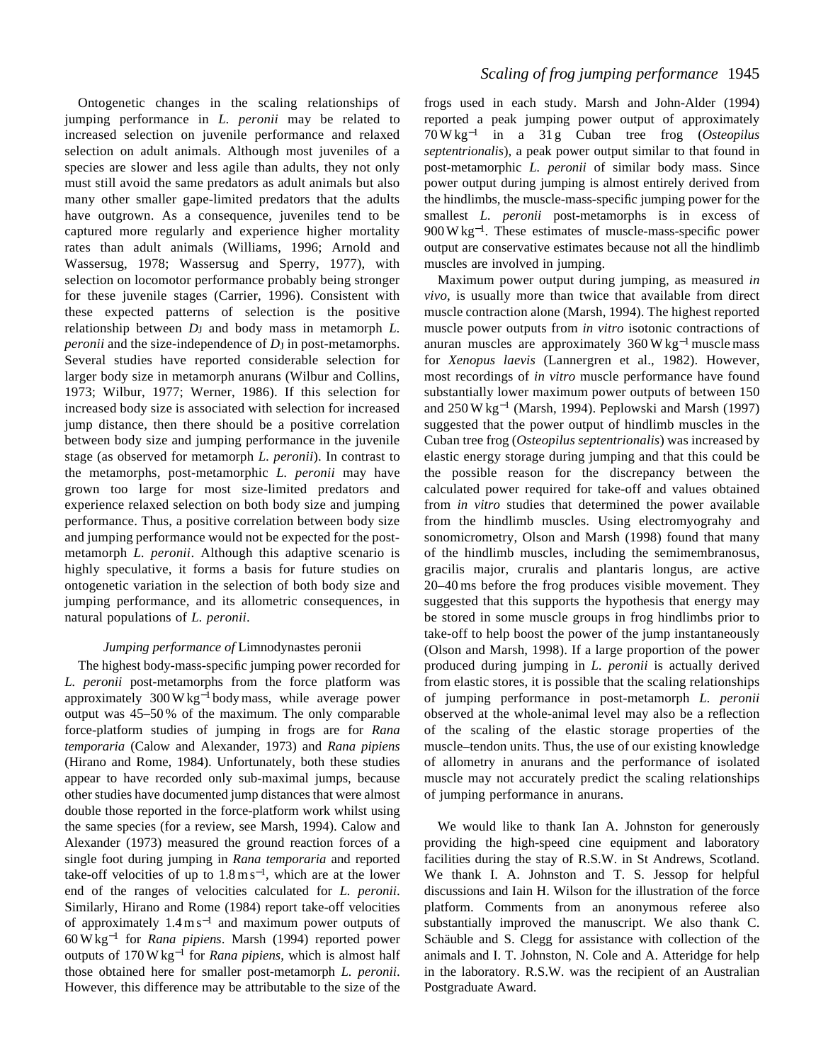Ontogenetic changes in the scaling relationships of jumping performance in *L. peronii* may be related to increased selection on juvenile performance and relaxed selection on adult animals. Although most juveniles of a species are slower and less agile than adults, they not only must still avoid the same predators as adult animals but also many other smaller gape-limited predators that the adults have outgrown. As a consequence, juveniles tend to be captured more regularly and experience higher mortality rates than adult animals (Williams, 1996; Arnold and Wassersug, 1978; Wassersug and Sperry, 1977), with selection on locomotor performance probably being stronger for these juvenile stages (Carrier, 1996). Consistent with these expected patterns of selection is the positive relationship between $D_J$ and body mass in metamorph *L. peronii* and the size-independence of $D_J$ in post-metamorphs. Several studies have reported considerable selection for larger body size in metamorph anurans (Wilbur and Collins, 1973; Wilbur, 1977; Werner, 1986). If this selection for increased body size is associated with selection for increased jump distance, then there should be a positive correlation between body size and jumping performance in the juvenile stage (as observed for metamorph *L. peronii*). In contrast to the metamorphs, post-metamorphic *L. peronii* may have grown too large for most size-limited predators and experience relaxed selection on both body size and jumping performance. Thus, a positive correlation between body size and jumping performance would not be expected for the post-metamorph *L. peronii*. Although this adaptive scenario is highly speculative, it forms a basis for future studies on ontogenetic variation in the selection of both body size and jumping performance, and its allometric consequences, in natural populations of *L. peronii*.

### *Jumping performance of* Limnodynastes peronii

The highest body-mass-specific jumping power recorded for *L. peronii* post-metamorphs from the force platform was approximately $300\,\mathrm{W\,kg^{-1}}$ body mass, while average power output was 45–50 % of the maximum. The only comparable force-platform studies of jumping in frogs are for *Rana temporaria* (Calow and Alexander, 1973) and *Rana pipiens* (Hirano and Rome, 1984). Unfortunately, both these studies appear to have recorded only sub-maximal jumps, because other studies have documented jump distances that were almost double those reported in the force-platform work whilst using the same species (for a review, see Marsh, 1994). Calow and Alexander (1973) measured the ground reaction forces of a single foot during jumping in *Rana temporaria* and reported take-off velocities of up to $1.8\,\mathrm{m\,s^{-1}}$, which are at the lower end of the ranges of velocities calculated for *L. peronii*. Similarly, Hirano and Rome (1984) report take-off velocities of approximately $1.4\,\mathrm{m\,s^{-1}}$ and maximum power outputs of $60\,\mathrm{W\,kg^{-1}}$ for *Rana pipiens*. Marsh (1994) reported power outputs of $170\,\mathrm{W\,kg^{-1}}$ for *Rana pipiens*, which is almost half those obtained here for smaller post-metamorph *L. peronii*. However, this difference may be attributable to the size of the frogs used in each study. Marsh and John-Alder (1994) reported a peak jumping power output of approximately $70\,\mathrm{W\,kg^{-1}}$ in a 31 g Cuban tree frog (*Osteopilus septentrionalis*), a peak power output similar to that found in post-metamorphic *L. peronii* of similar body mass. Since power output during jumping is almost entirely derived from the hindlimbs, the muscle-mass-specific jumping power for the smallest *L. peronii* post-metamorphs is in excess of $900\,\mathrm{W\,kg^{-1}}$. These estimates of muscle-mass-specific power output are conservative estimates because not all the hindlimb muscles are involved in jumping.

Maximum power output during jumping, as measured *in vivo*, is usually more than twice that available from direct muscle contraction alone (Marsh, 1994). The highest reported muscle power outputs from *in vitro* isotonic contractions of anuran muscles are approximately $360\,\mathrm{W\,kg^{-1}}$ muscle mass for *Xenopus laevis* (Lannergren et al., 1982). However, most recordings of *in vitro* muscle performance have found substantially lower maximum power outputs of between 150 and $250\,\mathrm{W\,kg^{-1}}$ (Marsh, 1994). Peplowski and Marsh (1997) suggested that the power output of hindlimb muscles in the Cuban tree frog (*Osteopilus septentrionalis*) was increased by elastic energy storage during jumping and that this could be the possible reason for the discrepancy between the calculated power required for take-off and values obtained from *in vitro* studies that determined the power available from the hindlimb muscles. Using electromyograhy and sonomicrometry, Olson and Marsh (1998) found that many of the hindlimb muscles, including the semimembranosus, gracilis major, cruralis and plantaris longus, are active 20–40 ms before the frog produces visible movement. They suggested that this supports the hypothesis that energy may be stored in some muscle groups in frog hindlimbs prior to take-off to help boost the power of the jump instantaneously (Olson and Marsh, 1998). If a large proportion of the power produced during jumping in *L. peronii* is actually derived from elastic stores, it is possible that the scaling relationships of jumping performance in post-metamorph *L. peronii* observed at the whole-animal level may also be a reflection of the scaling of the elastic storage properties of the muscle–tendon units. Thus, the use of our existing knowledge of allometry in anurans and the performance of isolated muscle may not accurately predict the scaling relationships of jumping performance in anurans.

We would like to thank Ian A. Johnston for generously providing the high-speed cine equipment and laboratory facilities during the stay of R.S.W. in St Andrews, Scotland. We thank I. A. Johnston and T. S. Jessop for helpful discussions and Iain H. Wilson for the illustration of the force platform. Comments from an anonymous referee also substantially improved the manuscript. We also thank C. Schäuble and S. Clegg for assistance with collection of the animals and I. T. Johnston, N. Cole and A. Atteridge for help in the laboratory. R.S.W. was the recipient of an Australian Postgraduate Award.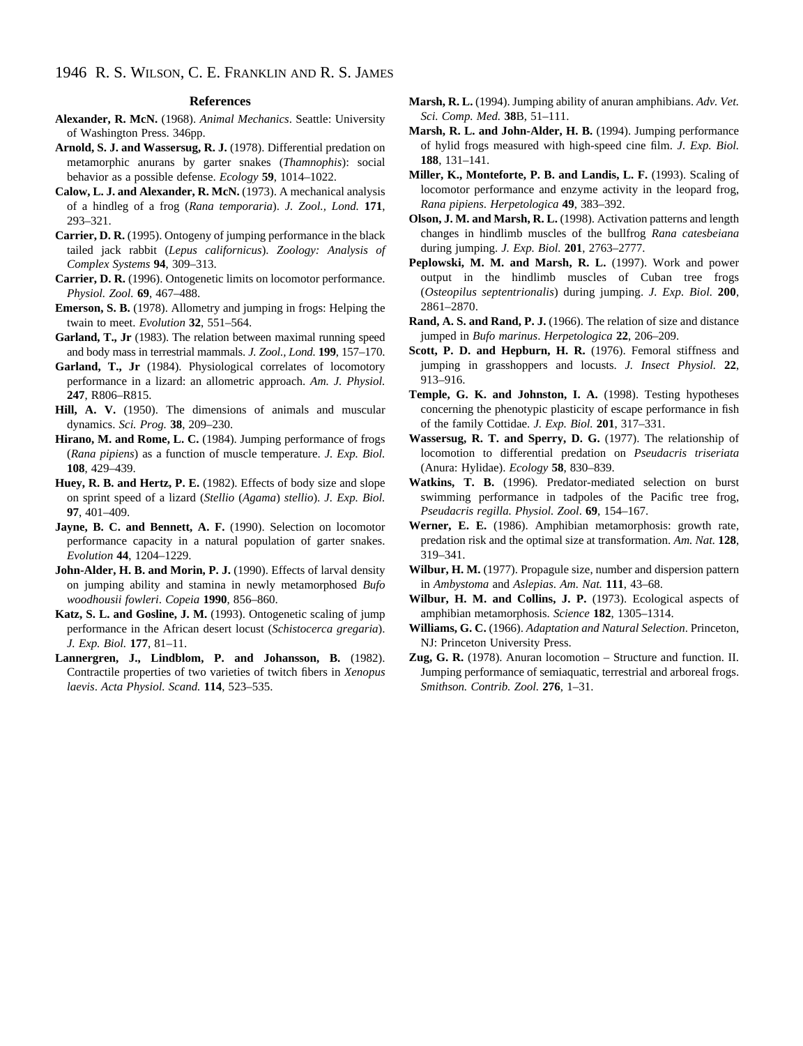## References

**Alexander, R. McN.** (1968). *Animal Mechanics*. Seattle: University of Washington Press. 346pp.

**Arnold, S. J. and Wassersug, R. J.** (1978). Differential predation on metamorphic anurans by garter snakes (*Thamnophis*): social behavior as a possible defense. *Ecology* **59**, 1014–1022.

**Calow, L. J. and Alexander, R. McN.** (1973). A mechanical analysis of a hindleg of a frog (*Rana temporaria*). *J. Zool., Lond.* **171**, 293–321.

**Carrier, D. R.** (1995). Ontogeny of jumping performance in the black tailed jack rabbit (*Lepus californicus*). *Zoology: Analysis of Complex Systems* **94**, 309–313.

**Carrier, D. R.** (1996). Ontogenetic limits on locomotor performance. *Physiol. Zool.* **69**, 467–488.

**Emerson, S. B.** (1978). Allometry and jumping in frogs: Helping the twain to meet. *Evolution* **32**, 551–564.

**Garland, T., Jr** (1983). The relation between maximal running speed and body mass in terrestrial mammals. *J. Zool., Lond.* **199**, 157–170.

**Garland, T., Jr** (1984). Physiological correlates of locomotory performance in a lizard: an allometric approach. *Am. J. Physiol.* **247**, R806–R815.

**Hill, A. V.** (1950). The dimensions of animals and muscular dynamics. *Sci. Prog.* **38**, 209–230.

**Hirano, M. and Rome, L. C.** (1984). Jumping performance of frogs (*Rana pipiens*) as a function of muscle temperature. *J. Exp. Biol.* **108**, 429–439.

**Huey, R. B. and Hertz, P. E.** (1982). Effects of body size and slope on sprint speed of a lizard (*Stellio* (*Agama*) *stellio*). *J. Exp. Biol.* **97**, 401–409.

**Jayne, B. C. and Bennett, A. F.** (1990). Selection on locomotor performance capacity in a natural population of garter snakes. *Evolution* **44**, 1204–1229.

**John-Alder, H. B. and Morin, P. J.** (1990). Effects of larval density on jumping ability and stamina in newly metamorphosed *Bufo woodhousii fowleri*. *Copeia* **1990**, 856–860.

**Katz, S. L. and Gosline, J. M.** (1993). Ontogenetic scaling of jump performance in the African desert locust (*Schistocerca gregaria*). *J. Exp. Biol.* **177**, 81–11.

**Lannergren, J., Lindblom, P. and Johansson, B.** (1982). Contractile properties of two varieties of twitch fibers in *Xenopus laevis*. *Acta Physiol. Scand.* **114**, 523–535.

**Marsh, R. L.** (1994). Jumping ability of anuran amphibians. *Adv. Vet. Sci. Comp. Med.* **38**B, 51–111.

**Marsh, R. L. and John-Alder, H. B.** (1994). Jumping performance of hylid frogs measured with high-speed cine film. *J. Exp. Biol.* **188**, 131–141.

**Miller, K., Monteforte, P. B. and Landis, L. F.** (1993). Scaling of locomotor performance and enzyme activity in the leopard frog, *Rana pipiens*. *Herpetologica* **49**, 383–392.

**Olson, J. M. and Marsh, R. L.** (1998). Activation patterns and length changes in hindlimb muscles of the bullfrog *Rana catesbeiana* during jumping. *J. Exp. Biol.* **201**, 2763–2777.

**Peplowski, M. M. and Marsh, R. L.** (1997). Work and power output in the hindlimb muscles of Cuban tree frogs (*Osteopilus septentrionalis*) during jumping. *J. Exp. Biol.* **200**, 2861–2870.

**Rand, A. S. and Rand, P. J.** (1966). The relation of size and distance jumped in *Bufo marinus*. *Herpetologica* **22**, 206–209.

**Scott, P. D. and Hepburn, H. R.** (1976). Femoral stiffness and jumping in grasshoppers and locusts. *J. Insect Physiol.* **22**, 913–916.

**Temple, G. K. and Johnston, I. A.** (1998). Testing hypotheses concerning the phenotypic plasticity of escape performance in fish of the family Cottidae. *J. Exp. Biol.* **201**, 317–331.

**Wassersug, R. T. and Sperry, D. G.** (1977). The relationship of locomotion to differential predation on *Pseudacris triseriata* (Anura: Hylidae). *Ecology* **58**, 830–839.

**Watkins, T. B.** (1996). Predator-mediated selection on burst swimming performance in tadpoles of the Pacific tree frog, *Pseudacris regilla. Physiol. Zool*. **69**, 154–167.

**Werner, E. E.** (1986). Amphibian metamorphosis: growth rate, predation risk and the optimal size at transformation. *Am. Nat.* **128**, 319–341.

**Wilbur, H. M.** (1977). Propagule size, number and dispersion pattern in *Ambystoma* and *Aslepias*. *Am. Nat.* **111**, 43–68.

**Wilbur, H. M. and Collins, J. P.** (1973). Ecological aspects of amphibian metamorphosis. *Science* **182**, 1305–1314.

**Williams, G. C.** (1966). *Adaptation and Natural Selection*. Princeton, NJ: Princeton University Press.

**Zug, G. R.** (1978). Anuran locomotion – Structure and function. II. Jumping performance of semiaquatic, terrestrial and arboreal frogs. *Smithson. Contrib. Zool.* **276**, 1–31.